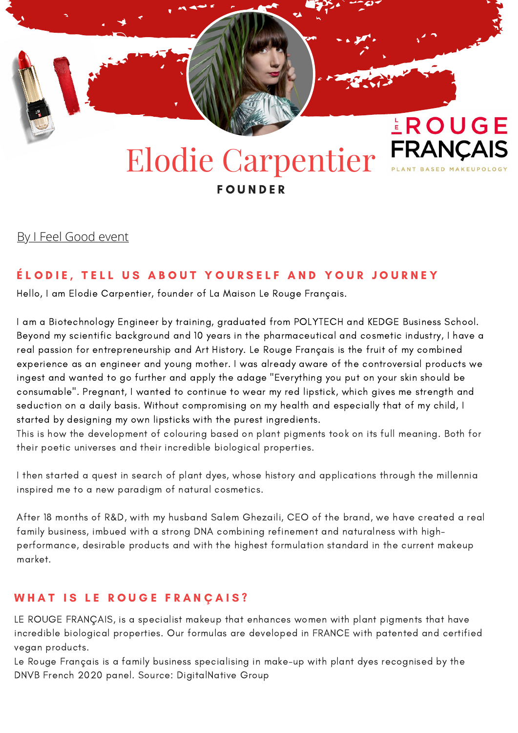# Elodie Carpentier

**FOUNDER**

LE ROUGE FRANÇAIS
PLANT BASED MAKEUPOLOGY

By I Feel Good event

## ÉLODIE, TELL US ABOUT YOURSELF AND YOUR JOURNEY

Hello, I am Elodie Carpentier, founder of La Maison Le Rouge Français.

I am a Biotechnology Engineer by training, graduated from POLYTECH and KEDGE Business School. Beyond my scientific background and 10 years in the pharmaceutical and cosmetic industry, I have a real passion for entrepreneurship and Art History. Le Rouge Français is the fruit of my combined experience as an engineer and young mother. I was already aware of the controversial products we ingest and wanted to go further and apply the adage "Everything you put on your skin should be consumable". Pregnant, I wanted to continue to wear my red lipstick, which gives me strength and seduction on a daily basis. Without compromising on my health and especially that of my child, I started by designing my own lipsticks with the purest ingredients.
This is how the development of colouring based on plant pigments took on its full meaning. Both for their poetic universes and their incredible biological properties.

I then started a quest in search of plant dyes, whose history and applications through the millennia inspired me to a new paradigm of natural cosmetics.

After 18 months of R&D, with my husband Salem Ghezaili, CEO of the brand, we have created a real family business, imbued with a strong DNA combining refinement and naturalness with high-performance, desirable products and with the highest formulation standard in the current makeup market.

## WHAT IS LE ROUGE FRANÇAIS?

LE ROUGE FRANÇAIS, is a specialist makeup that enhances women with plant pigments that have incredible biological properties. Our formulas are developed in FRANCE with patented and certified vegan products.
Le Rouge Français is a family business specialising in make-up with plant dyes recognised by the DNVB French 2020 panel. Source: DigitalNative Group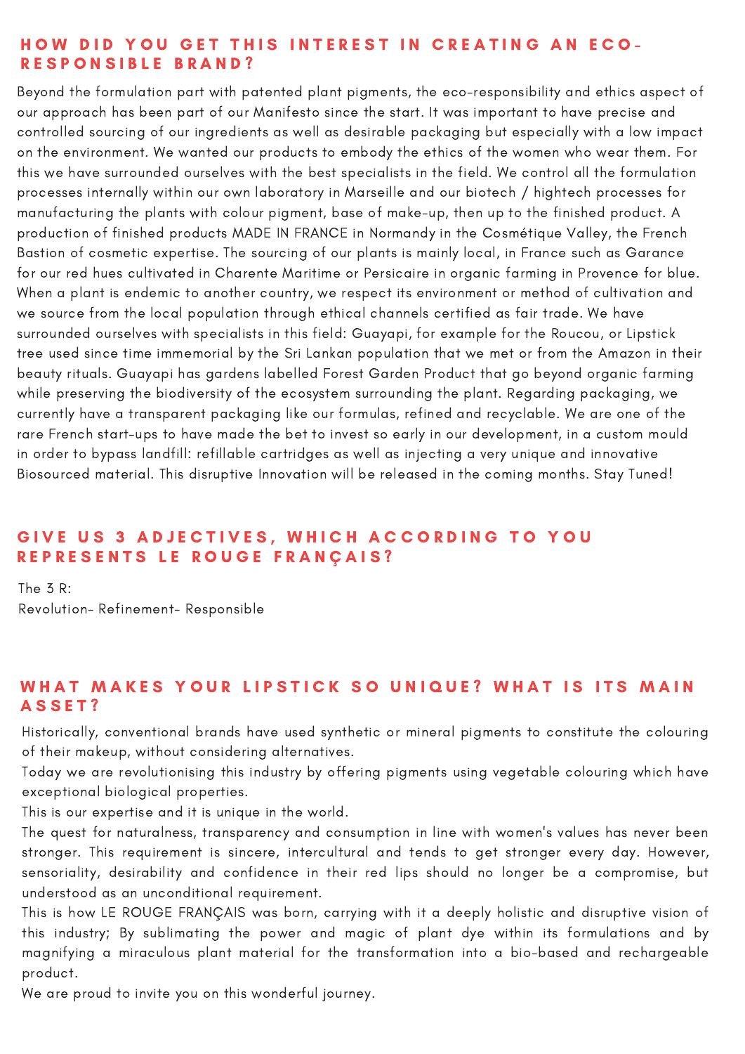## HOW DID YOU GET THIS INTEREST IN CREATING AN ECO-RESPONSIBLE BRAND?

Beyond the formulation part with patented plant pigments, the eco-responsibility and ethics aspect of our approach has been part of our Manifesto since the start. It was important to have precise and controlled sourcing of our ingredients as well as desirable packaging but especially with a low impact on the environment. We wanted our products to embody the ethics of the women who wear them. For this we have surrounded ourselves with the best specialists in the field. We control all the formulation processes internally within our own laboratory in Marseille and our biotech / hightech processes for manufacturing the plants with colour pigment, base of make-up, then up to the finished product. A production of finished products MADE IN FRANCE in Normandy in the Cosmétique Valley, the French Bastion of cosmetic expertise. The sourcing of our plants is mainly local, in France such as Garance for our red hues cultivated in Charente Maritime or Persicaire in organic farming in Provence for blue. When a plant is endemic to another country, we respect its environment or method of cultivation and we source from the local population through ethical channels certified as fair trade. We have surrounded ourselves with specialists in this field: Guayapi, for example for the Roucou, or Lipstick tree used since time immemorial by the Sri Lankan population that we met or from the Amazon in their beauty rituals. Guayapi has gardens labelled Forest Garden Product that go beyond organic farming while preserving the biodiversity of the ecosystem surrounding the plant. Regarding packaging, we currently have a transparent packaging like our formulas, refined and recyclable. We are one of the rare French start-ups to have made the bet to invest so early in our development, in a custom mould in order to bypass landfill: refillable cartridges as well as injecting a very unique and innovative Biosourced material. This disruptive Innovation will be released in the coming months. Stay Tuned!

## GIVE US 3 ADJECTIVES, WHICH ACCORDING TO YOU REPRESENTS LE ROUGE FRANÇAIS?

The 3 R:
Revolution- Refinement- Responsible

## WHAT MAKES YOUR LIPSTICK SO UNIQUE? WHAT IS ITS MAIN ASSET?

Historically, conventional brands have used synthetic or mineral pigments to constitute the colouring of their makeup, without considering alternatives.

Today we are revolutionising this industry by offering pigments using vegetable colouring which have exceptional biological properties.

This is our expertise and it is unique in the world.

The quest for naturalness, transparency and consumption in line with women's values has never been stronger. This requirement is sincere, intercultural and tends to get stronger every day. However, sensoriality, desirability and confidence in their red lips should no longer be a compromise, but understood as an unconditional requirement.

This is how LE ROUGE FRANÇAIS was born, carrying with it a deeply holistic and disruptive vision of this industry; By sublimating the power and magic of plant dye within its formulations and by magnifying a miraculous plant material for the transformation into a bio-based and rechargeable product.

We are proud to invite you on this wonderful journey.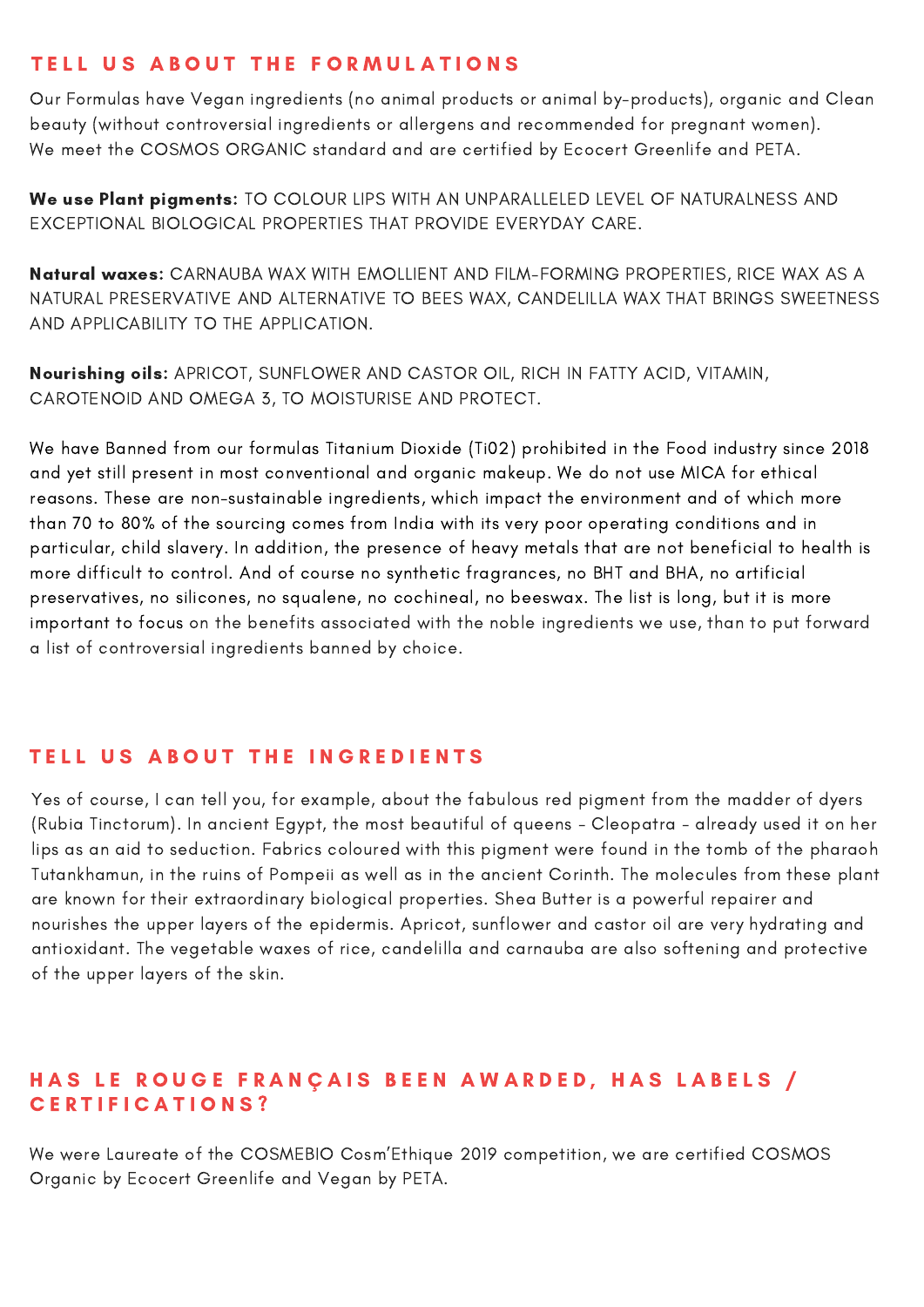## TELL US ABOUT THE FORMULATIONS

Our Formulas have Vegan ingredients (no animal products or animal by-products), organic and Clean beauty (without controversial ingredients or allergens and recommended for pregnant women).
We meet the COSMOS ORGANIC standard and are certified by Ecocert Greenlife and PETA.

**We use Plant pigments:** TO COLOUR LIPS WITH AN UNPARALLELED LEVEL OF NATURALNESS AND EXCEPTIONAL BIOLOGICAL PROPERTIES THAT PROVIDE EVERYDAY CARE.

**Natural waxes:** CARNAUBA WAX WITH EMOLLIENT AND FILM-FORMING PROPERTIES, RICE WAX AS A NATURAL PRESERVATIVE AND ALTERNATIVE TO BEES WAX, CANDELILLA WAX THAT BRINGS SWEETNESS AND APPLICABILITY TO THE APPLICATION.

**Nourishing oils:** APRICOT, SUNFLOWER AND CASTOR OIL, RICH IN FATTY ACID, VITAMIN, CAROTENOID AND OMEGA 3, TO MOISTURISE AND PROTECT.

We have Banned from our formulas Titanium Dioxide (Ti02) prohibited in the Food industry since 2018 and yet still present in most conventional and organic makeup. We do not use MICA for ethical reasons. These are non-sustainable ingredients, which impact the environment and of which more than 70 to 80% of the sourcing comes from India with its very poor operating conditions and in particular, child slavery. In addition, the presence of heavy metals that are not beneficial to health is more difficult to control. And of course no synthetic fragrances, no BHT and BHA, no artificial preservatives, no silicones, no squalene, no cochineal, no beeswax. The list is long, but it is more important to focus on the benefits associated with the noble ingredients we use, than to put forward a list of controversial ingredients banned by choice.

## TELL US ABOUT THE INGREDIENTS

Yes of course, I can tell you, for example, about the fabulous red pigment from the madder of dyers (Rubia Tinctorum). In ancient Egypt, the most beautiful of queens - Cleopatra - already used it on her lips as an aid to seduction. Fabrics coloured with this pigment were found in the tomb of the pharaoh Tutankhamun, in the ruins of Pompeii as well as in the ancient Corinth. The molecules from these plant are known for their extraordinary biological properties. Shea Butter is a powerful repairer and nourishes the upper layers of the epidermis. Apricot, sunflower and castor oil are very hydrating and antioxidant. The vegetable waxes of rice, candelilla and carnauba are also softening and protective of the upper layers of the skin.

## HAS LE ROUGE FRANÇAIS BEEN AWARDED, HAS LABELS / CERTIFICATIONS?

We were Laureate of the COSMEBIO Cosm'Ethique 2019 competition, we are certified COSMOS Organic by Ecocert Greenlife and Vegan by PETA.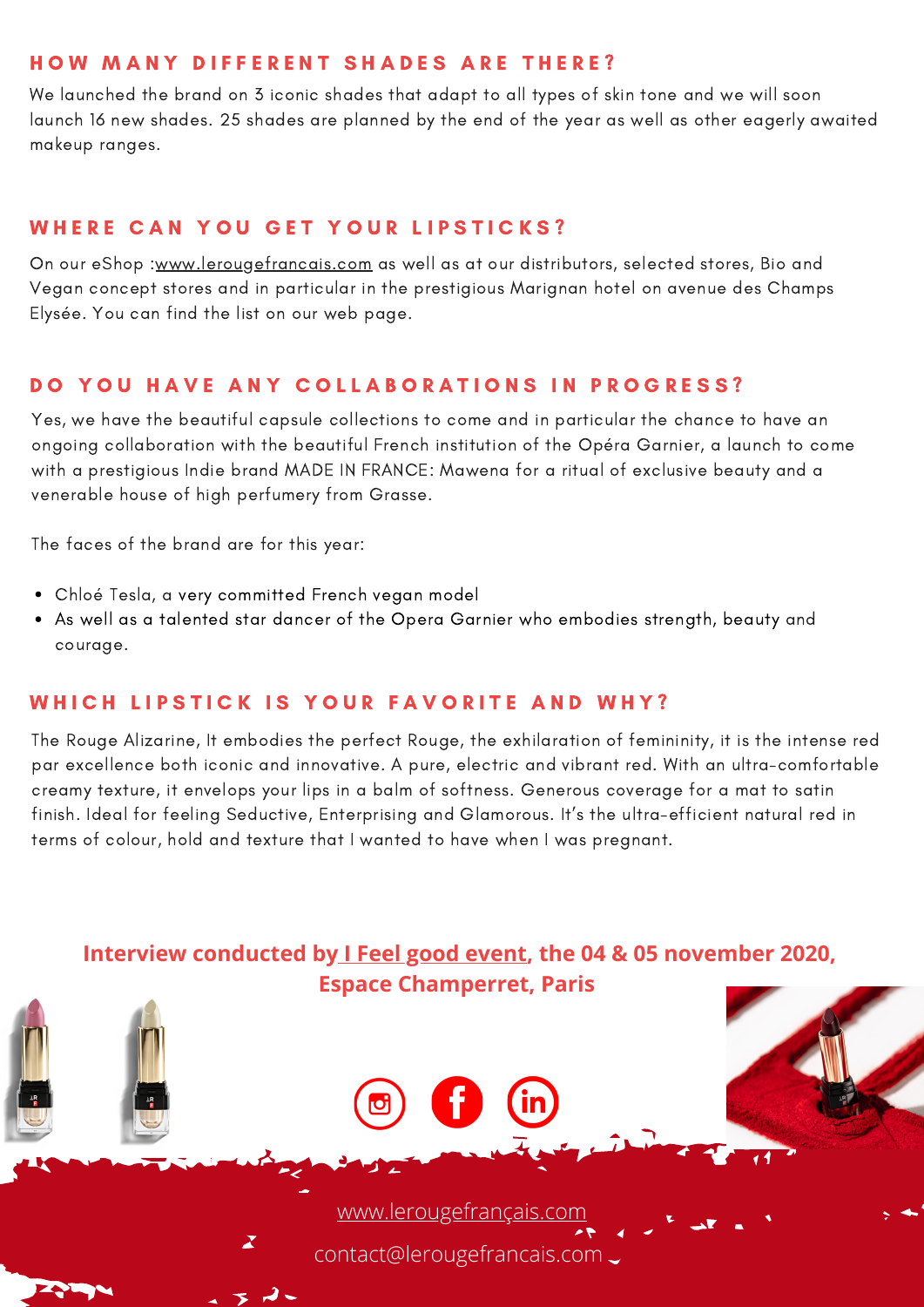## HOW MANY DIFFERENT SHADES ARE THERE?

We launched the brand on 3 iconic shades that adapt to all types of skin tone and we will soon launch 16 new shades. 25 shades are planned by the end of the year as well as other eagerly awaited makeup ranges.

## WHERE CAN YOU GET YOUR LIPSTICKS?

On our eShop :www.lerougefrancais.com as well as at our distributors, selected stores, Bio and Vegan concept stores and in particular in the prestigious Marignan hotel on avenue des Champs Elysée. You can find the list on our web page.

## DO YOU HAVE ANY COLLABORATIONS IN PROGRESS?

Yes, we have the beautiful capsule collections to come and in particular the chance to have an ongoing collaboration with the beautiful French institution of the Opéra Garnier, a launch to come with a prestigious Indie brand MADE IN FRANCE: Mawena for a ritual of exclusive beauty and a venerable house of high perfumery from Grasse.

The faces of the brand are for this year:

- Chloé Tesla, a very committed French vegan model
- As well as a talented star dancer of the Opera Garnier who embodies strength, beauty and courage.

## WHICH LIPSTICK IS YOUR FAVORITE AND WHY?

The Rouge Alizarine, It embodies the perfect Rouge, the exhilaration of femininity, it is the intense red par excellence both iconic and innovative. A pure, electric and vibrant red. With an ultra-comfortable creamy texture, it envelops your lips in a balm of softness. Generous coverage for a mat to satin finish. Ideal for feeling Seductive, Enterprising and Glamorous. It's the ultra-efficient natural red in terms of colour, hold and texture that I wanted to have when I was pregnant.

**Interview conducted by I Feel good event, the 04 & 05 november 2020, Espace Champerret, Paris**

www.lerougefrançais.com

contact@lerougefrancais.com